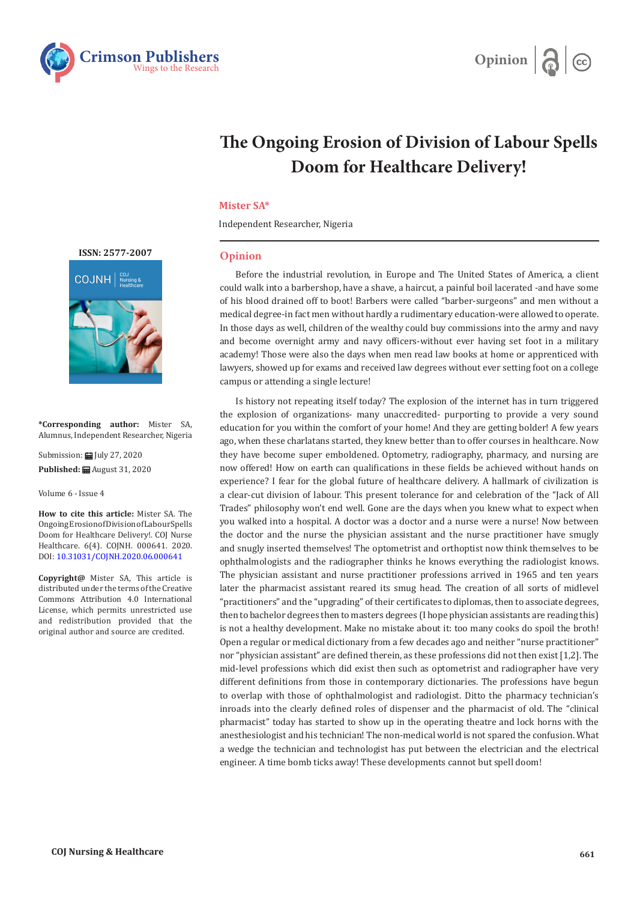# The Ongoing Erosion of Division of Labour Spells Doom for Healthcare Delivery!

**Mister SA***

Independent Researcher, Nigeria

ISSN: 2577-2007

**\*Corresponding author:** Mister SA, Alumnus, Independent Researcher, Nigeria

Submission: July 27, 2020

**Published:** August 31, 2020

Volume 6 - Issue 4

**How to cite this article:** Mister SA. The Ongoing Erosion of Division of Labour Spells Doom for Healthcare Delivery!. COJ Nurse Healthcare. 6(4). COJNH. 000641. 2020. DOI: 10.31031/COJNH.2020.06.000641

**Copyright@** Mister SA, This article is distributed under the terms of the Creative Commons Attribution 4.0 International License, which permits unrestricted use and redistribution provided that the original author and source are credited.

## Opinion

Before the industrial revolution, in Europe and The United States of America, a client could walk into a barbershop, have a shave, a haircut, a painful boil lacerated -and have some of his blood drained off to boot! Barbers were called "barber-surgeons" and men without a medical degree-in fact men without hardly a rudimentary education-were allowed to operate. In those days as well, children of the wealthy could buy commissions into the army and navy and become overnight army and navy officers-without ever having set foot in a military academy! Those were also the days when men read law books at home or apprenticed with lawyers, showed up for exams and received law degrees without ever setting foot on a college campus or attending a single lecture!

Is history not repeating itself today? The explosion of the internet has in turn triggered the explosion of organizations- many unaccredited- purporting to provide a very sound education for you within the comfort of your home! And they are getting bolder! A few years ago, when these charlatans started, they knew better than to offer courses in healthcare. Now they have become super emboldened. Optometry, radiography, pharmacy, and nursing are now offered! How on earth can qualifications in these fields be achieved without hands on experience? I fear for the global future of healthcare delivery. A hallmark of civilization is a clear-cut division of labour. This present tolerance for and celebration of the "Jack of All Trades" philosophy won't end well. Gone are the days when you knew what to expect when you walked into a hospital. A doctor was a doctor and a nurse were a nurse! Now between the doctor and the nurse the physician assistant and the nurse practitioner have smugly and snugly inserted themselves! The optometrist and orthoptist now think themselves to be ophthalmologists and the radiographer thinks he knows everything the radiologist knows. The physician assistant and nurse practitioner professions arrived in 1965 and ten years later the pharmacist assistant reared its smug head. The creation of all sorts of midlevel "practitioners" and the "upgrading" of their certificates to diplomas, then to associate degrees, then to bachelor degrees then to masters degrees (I hope physician assistants are reading this) is not a healthy development. Make no mistake about it: too many cooks do spoil the broth! Open a regular or medical dictionary from a few decades ago and neither "nurse practitioner" nor "physician assistant" are defined therein, as these professions did not then exist [1,2]. The mid-level professions which did exist then such as optometrist and radiographer have very different definitions from those in contemporary dictionaries. The professions have begun to overlap with those of ophthalmologist and radiologist. Ditto the pharmacy technician's inroads into the clearly defined roles of dispenser and the pharmacist of old. The "clinical pharmacist" today has started to show up in the operating theatre and lock horns with the anesthesiologist and his technician! The non-medical world is not spared the confusion. What a wedge the technician and technologist has put between the electrician and the electrical engineer. A time bomb ticks away! These developments cannot but spell doom!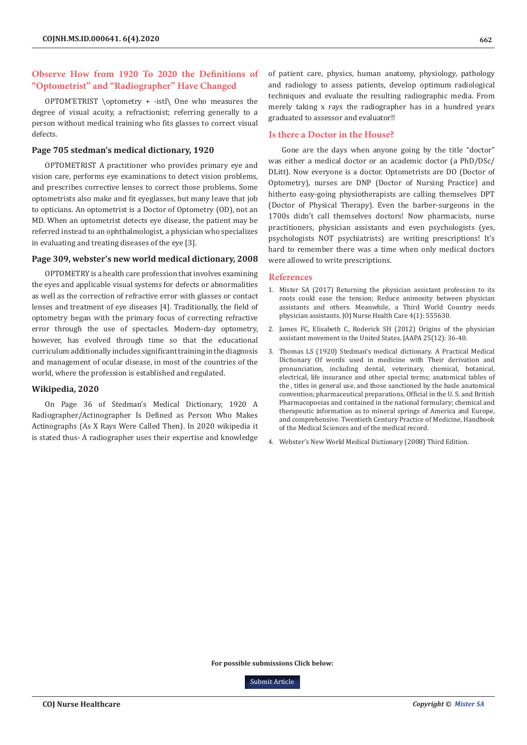## Observe How from 1920 To 2020 the Definitions of "Optometrist" and "Radiographer" Have Changed

OPTOM'ETRIST \optometry + -istl\ One who measures the degree of visual acuity, a refractionist; referring generally to a person without medical training who fits glasses to correct visual defects.

### Page 705 stedman's medical dictionary, 1920

OPTOMETRIST A practitioner who provides primary eye and vision care, performs eye examinations to detect vision problems, and prescribes corrective lenses to correct those problems. Some optometrists also make and fit eyeglasses, but many leave that job to opticians. An optometrist is a Doctor of Optometry (OD), not an MD. When an optometrist detects eye disease, the patient may be referred instead to an ophthalmologist, a physician who specializes in evaluating and treating diseases of the eye [3].

### Page 309, webster's new world medical dictionary, 2008

OPTOMETRY is a health care profession that involves examining the eyes and applicable visual systems for defects or abnormalities as well as the correction of refractive error with glasses or contact lenses and treatment of eye diseases [4]. Traditionally, the field of optometry began with the primary focus of correcting refractive error through the use of spectacles. Modern-day optometry, however, has evolved through time so that the educational curriculum additionally includes significant training in the diagnosis and management of ocular disease, in most of the countries of the world, where the profession is established and regulated.

### Wikipedia, 2020

On Page 36 of Stedman's Medical Dictionary, 1920 A Radiographer/Actinographer Is Defined as Person Who Makes Actinographs (As X Rays Were Called Then). In 2020 wikipedia it is stated thus- A radiographer uses their expertise and knowledge of patient care, physics, human anatomy, physiology, pathology and radiology to assess patients, develop optimum radiological techniques and evaluate the resulting radiographic media. From merely taking x rays the radiographer has in a hundred years graduated to assessor and evaluator!!

## Is there a Doctor in the House?

Gone are the days when anyone going by the title "doctor" was either a medical doctor or an academic doctor (a PhD/DSc/DLitt). Now everyone is a doctor. Optometrists are DO (Doctor of Optometry), nurses are DNP (Doctor of Nursing Practice) and hitherto easy-going physiotherapists are calling themselves DPT (Doctor of Physical Therapy). Even the barber-surgeons in the 1700s didn't call themselves doctors! Now pharmacists, nurse practitioners, physician assistants and even psychologists (yes, psychologists NOT psychiatrists) are writing prescriptions! It's hard to remember there was a time when only medical doctors were allowed to write prescriptions.

## References

1. Mister SA (2017) Returning the physician assistant profession to its roots could ease the tension; Reduce animosity between physician assistants and others. Meanwhile, a Third World Country needs physician assistants. JOJ Nurse Health Care 4(1): 555630.
2. James FC, Elisabeth C, Roderick SH (2012) Origins of the physician assistant movement in the United States. JAAPA 25(12): 36-40.
3. Thomas LS (1920) Stedman's medical dictionary. A Practical Medical Dictionary Of words used in medicine with Their derivation and pronunciation, including dental, veterinary, chemical, botanical, electrical, life insurance and other special terms; anatomical tables of the , titles in general use, and those sanctioned by the basle anatomical convention; pharmaceutical preparations, Official in the U. S. and British Pharmacopoeias and contained in the national formulary; chemical and therapeutic information as to mineral springs of America and Europe, and comprehensive. Twentieth Century Practice of Medicine, Handbook of the Medical Sciences and of the medical record.
4. Webster's New World Medical Dictionary (2008) Third Edition.

**For possible submissions Click below:**

Submit Article